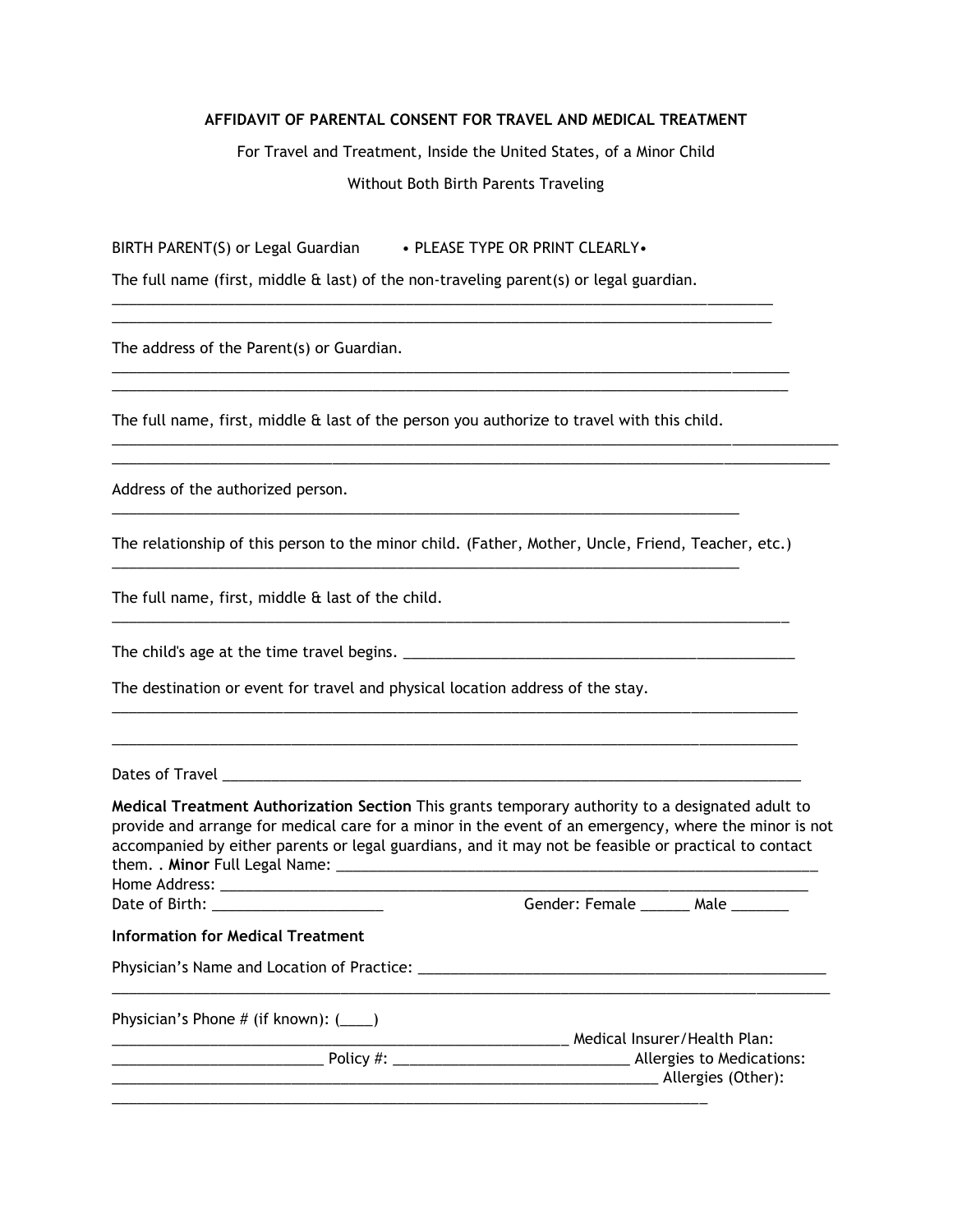**AFFIDAVIT OF PARENTAL CONSENT FOR TRAVEL AND MEDICAL TREATMENT**

For Travel and Treatment, Inside the United States, of a Minor Child

Without Both Birth Parents Traveling

BIRTH PARENT(S) or Legal Guardian • PLEASE TYPE OR PRINT CLEARLY•

The full name (first, middle & last) of the non-traveling parent(s) or legal guardian.

______________________________________________________________________________________
______________________________________________________________________________________

The address of the Parent(s) or Guardian.

______________________________________________________________________________________
______________________________________________________________________________________

The full name, first, middle & last of the person you authorize to travel with this child.

______________________________________________________________________________________
______________________________________________________________________________________

Address of the authorized person.

______________________________________________________________________________________

The relationship of this person to the minor child. (Father, Mother, Uncle, Friend, Teacher, etc.)

______________________________________________________________________________________

The full name, first, middle & last of the child.

______________________________________________________________________________________

The child's age at the time travel begins. ____________________________________________________

The destination or event for travel and physical location address of the stay.

______________________________________________________________________________________

______________________________________________________________________________________

Dates of Travel _________________________________________________________________________

**Medical Treatment Authorization Section** This grants temporary authority to a designated adult to provide and arrange for medical care for a minor in the event of an emergency, where the minor is not accompanied by either parents or legal guardians, and it may not be feasible or practical to contact them. . **Minor** Full Legal Name: ______________________________________________________________
Home Address: __________________________________________________________________________
Date of Birth: _____________________ Gender: Female ______ Male _______

**Information for Medical Treatment**

Physician's Name and Location of Practice: _____________________________________________________
______________________________________________________________________________________

Physician's Phone # (if known): (____)
________________________________________________________ Medical Insurer/Health Plan:
__________________________ Policy #: _____________________________ Allergies to Medications:
____________________________________________________________________ Allergies (Other):
__________________________________________________________________________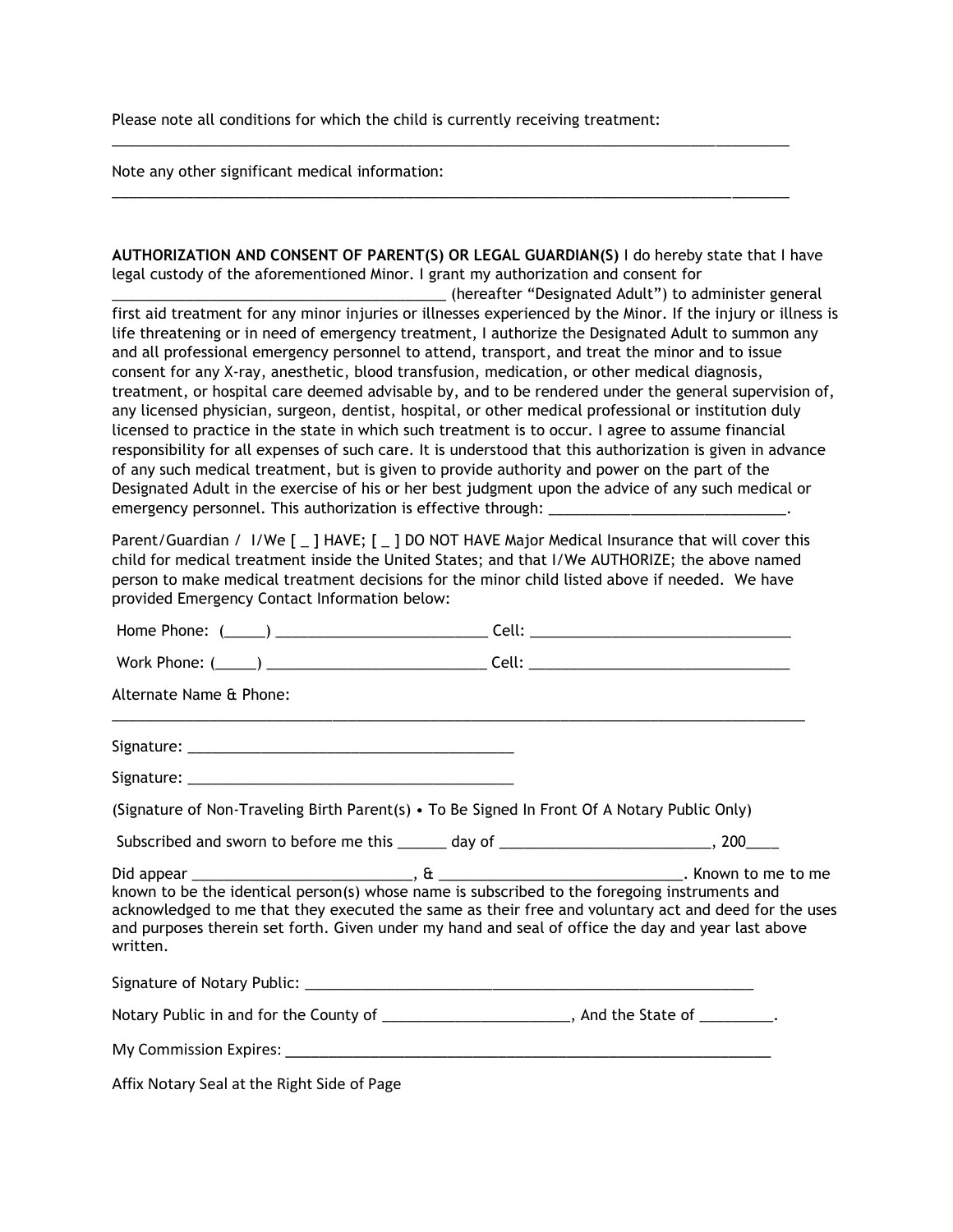Please note all conditions for which the child is currently receiving treatment:
_______________________________________________________________________________________

Note any other significant medical information:
_______________________________________________________________________________________

**AUTHORIZATION AND CONSENT OF PARENT(S) OR LEGAL GUARDIAN(S)** I do hereby state that I have legal custody of the aforementioned Minor. I grant my authorization and consent for _________________________________________ (hereafter "Designated Adult") to administer general first aid treatment for any minor injuries or illnesses experienced by the Minor. If the injury or illness is life threatening or in need of emergency treatment, I authorize the Designated Adult to summon any and all professional emergency personnel to attend, transport, and treat the minor and to issue consent for any X-ray, anesthetic, blood transfusion, medication, or other medical diagnosis, treatment, or hospital care deemed advisable by, and to be rendered under the general supervision of, any licensed physician, surgeon, dentist, hospital, or other medical professional or institution duly licensed to practice in the state in which such treatment is to occur. I agree to assume financial responsibility for all expenses of such care. It is understood that this authorization is given in advance of any such medical treatment, but is given to provide authority and power on the part of the Designated Adult in the exercise of his or her best judgment upon the advice of any such medical or emergency personnel. This authorization is effective through: _____________________________.

Parent/Guardian / I/We [ _ ] HAVE; [ _ ] DO NOT HAVE Major Medical Insurance that will cover this child for medical treatment inside the United States; and that I/We AUTHORIZE; the above named person to make medical treatment decisions for the minor child listed above if needed. We have provided Emergency Contact Information below:

Home Phone: (_____) __________________________ Cell: ________________________________

Work Phone: (_____) ___________________________ Cell: ________________________________

Alternate Name & Phone:
_________________________________________________________________________________________

Signature: _________________________________________

Signature: _________________________________________

(Signature of Non-Traveling Birth Parent(s) • To Be Signed In Front Of A Notary Public Only)

Subscribed and sworn to before me this ______ day of __________________________, 200____

Did appear ___________________________, & ______________________________. Known to me to me known to be the identical person(s) whose name is subscribed to the foregoing instruments and acknowledged to me that they executed the same as their free and voluntary act and deed for the uses and purposes therein set forth. Given under my hand and seal of office the day and year last above written.

Signature of Notary Public: __________________________________________________________

Notary Public in and for the County of _______________________, And the State of _________.

My Commission Expires: _______________________________________________________________

Affix Notary Seal at the Right Side of Page